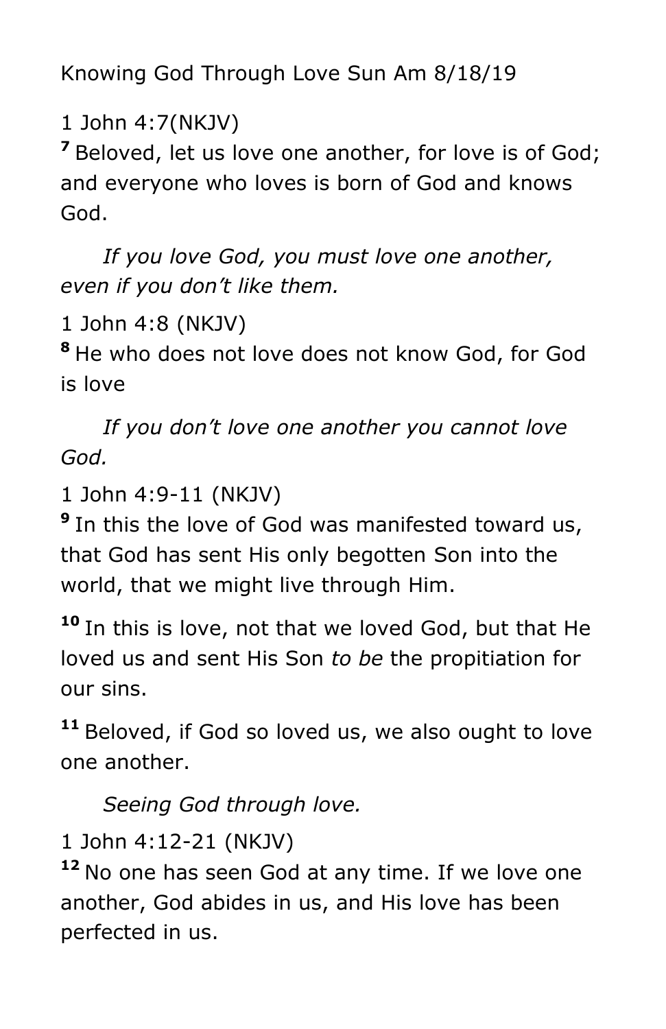Knowing God Through Love Sun Am 8/18/19

1 John 4:7(NKJV)

**7** Beloved, let us love one another, for love is of God; and everyone who loves is born of God and knows God.

*If you love God, you must love one another, even if you don't like them.*

1 John 4:8 (NKJV)

**8** He who does not love does not know God, for God is love

*If you don't love one another you cannot love God.*

1 John 4:9-11 (NKJV)

**9** In this the love of God was manifested toward us, that God has sent His only begotten Son into the world, that we might live through Him.

**10** In this is love, not that we loved God, but that He loved us and sent His Son *to be* the propitiation for our sins.

**11** Beloved, if God so loved us, we also ought to love one another.

*Seeing God through love.*

1 John 4:12-21 (NKJV)

**12** No one has seen God at any time. If we love one another, God abides in us, and His love has been perfected in us.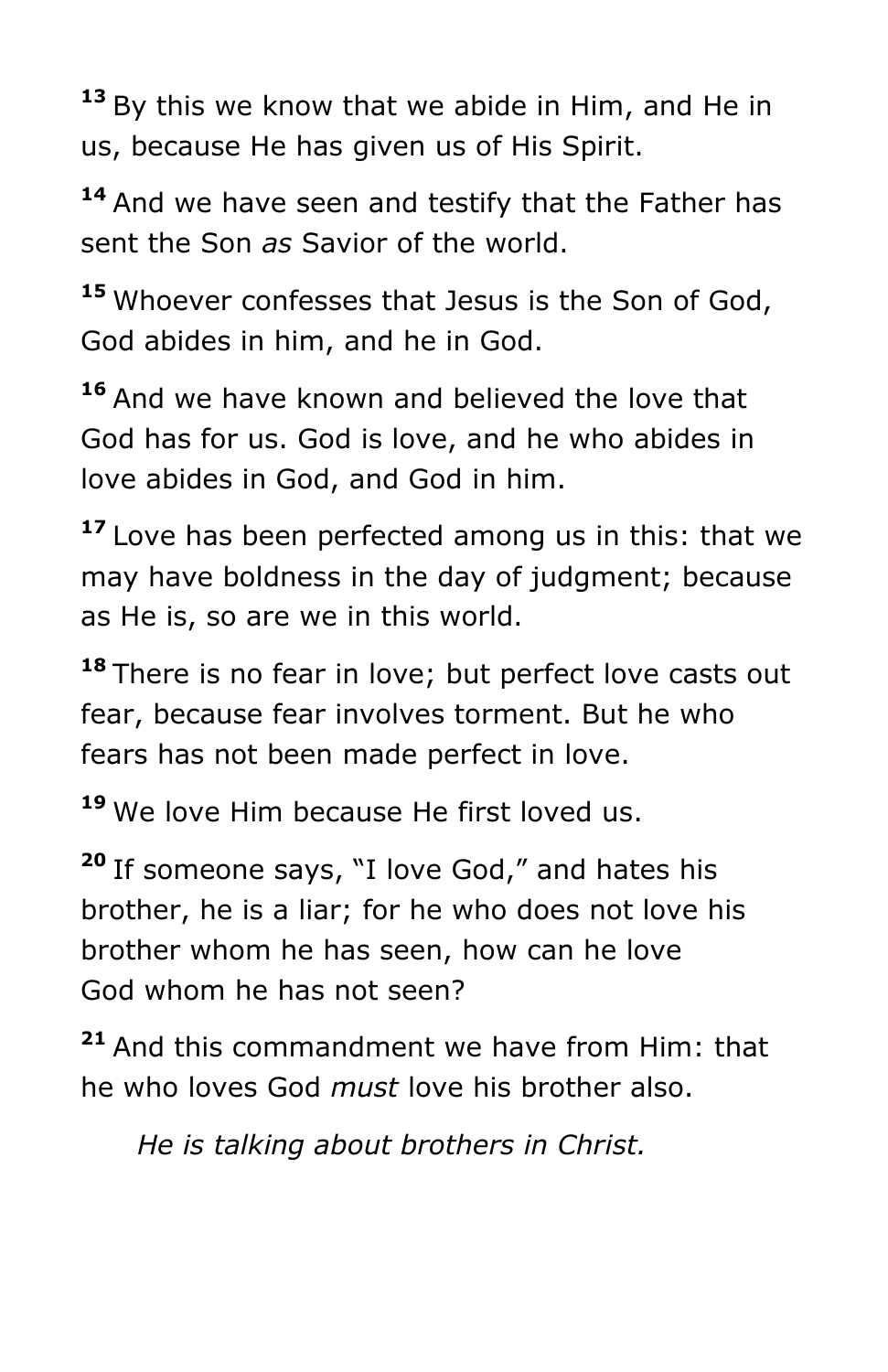[13] By this we know that we abide in Him, and He in us, because He has given us of His Spirit.

[14] And we have seen and testify that the Father has sent the Son *as* Savior of the world.

[15] Whoever confesses that Jesus is the Son of God, God abides in him, and he in God.

[16] And we have known and believed the love that God has for us. God is love, and he who abides in love abides in God, and God in him.

[17] Love has been perfected among us in this: that we may have boldness in the day of judgment; because as He is, so are we in this world.

[18] There is no fear in love; but perfect love casts out fear, because fear involves torment. But he who fears has not been made perfect in love.

[19] We love Him because He first loved us.

[20] If someone says, "I love God," and hates his brother, he is a liar; for he who does not love his brother whom he has seen, how can he love God whom he has not seen?

[21] And this commandment we have from Him: that he who loves God *must* love his brother also.

*He is talking about brothers in Christ.*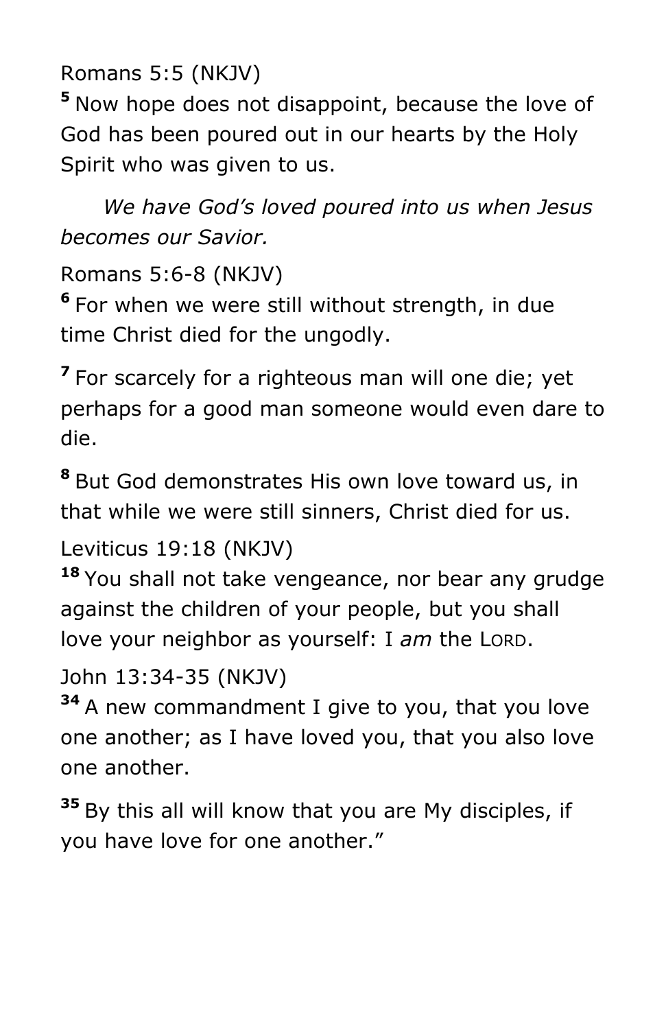Romans 5:5 (NKJV)
[5] Now hope does not disappoint, because the love of God has been poured out in our hearts by the Holy Spirit who was given to us.

*We have God's loved poured into us when Jesus becomes our Savior.*

Romans 5:6-8 (NKJV)
[6] For when we were still without strength, in due time Christ died for the ungodly.

[7] For scarcely for a righteous man will one die; yet perhaps for a good man someone would even dare to die.

[8] But God demonstrates His own love toward us, in that while we were still sinners, Christ died for us.

Leviticus 19:18 (NKJV)
[18] You shall not take vengeance, nor bear any grudge against the children of your people, but you shall love your neighbor as yourself: I *am* the LORD.

John 13:34-35 (NKJV)
[34] A new commandment I give to you, that you love one another; as I have loved you, that you also love one another.

[35] By this all will know that you are My disciples, if you have love for one another."